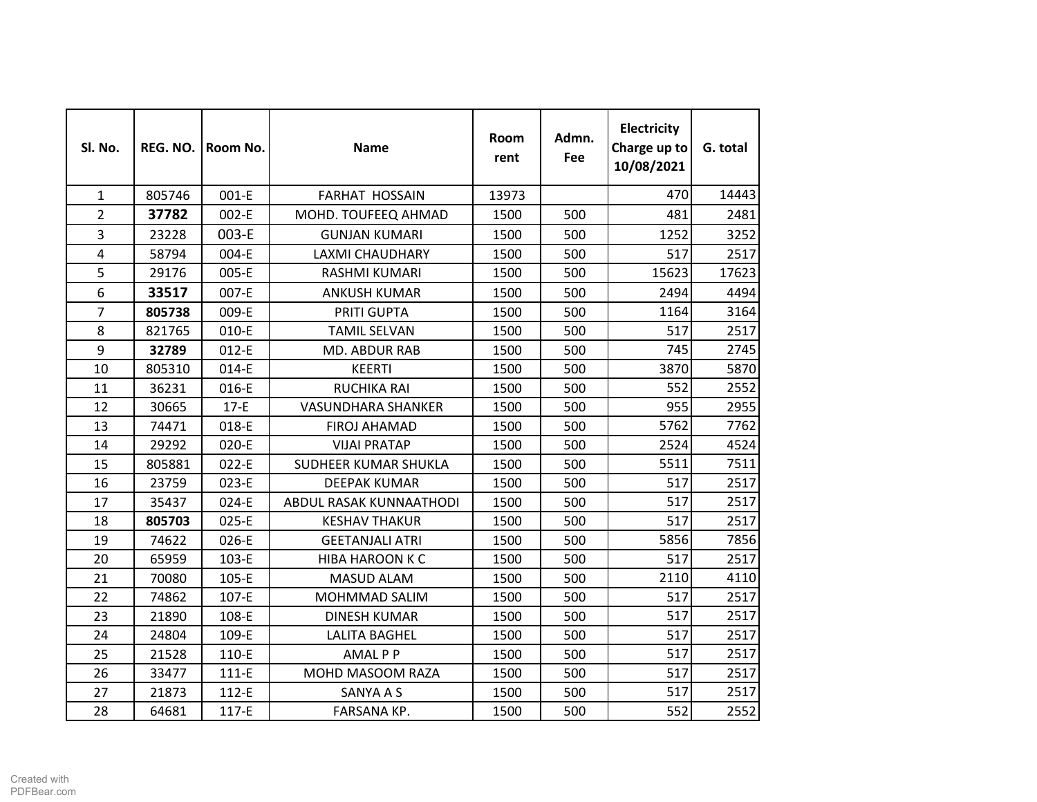| Sl. No. | REG. NO. | Room No. | Name | Room rent | Admn. Fee | Electricity Charge up to 10/08/2021 | G. total |
|---|---|---|---|---|---|---|---|
| 1 | 805746 | 001-E | FARHAT HOSSAIN | 13973 | | 470 | 14443 |
| 2 | **37782** | 002-E | MOHD. TOUFEEQ AHMAD | 1500 | 500 | 481 | 2481 |
| 3 | 23228 | 003-E | GUNJAN KUMARI | 1500 | 500 | 1252 | 3252 |
| 4 | 58794 | 004-E | LAXMI CHAUDHARY | 1500 | 500 | 517 | 2517 |
| 5 | 29176 | 005-E | RASHMI KUMARI | 1500 | 500 | 15623 | 17623 |
| 6 | **33517** | 007-E | ANKUSH KUMAR | 1500 | 500 | 2494 | 4494 |
| 7 | **805738** | 009-E | PRITI GUPTA | 1500 | 500 | 1164 | 3164 |
| 8 | 821765 | 010-E | TAMIL SELVAN | 1500 | 500 | 517 | 2517 |
| 9 | **32789** | 012-E | MD. ABDUR RAB | 1500 | 500 | 745 | 2745 |
| 10 | 805310 | 014-E | KEERTI | 1500 | 500 | 3870 | 5870 |
| 11 | 36231 | 016-E | RUCHIKA RAI | 1500 | 500 | 552 | 2552 |
| 12 | 30665 | 17-E | VASUNDHARA SHANKER | 1500 | 500 | 955 | 2955 |
| 13 | 74471 | 018-E | FIROJ AHAMAD | 1500 | 500 | 5762 | 7762 |
| 14 | 29292 | 020-E | VIJAI PRATAP | 1500 | 500 | 2524 | 4524 |
| 15 | 805881 | 022-E | SUDHEER KUMAR SHUKLA | 1500 | 500 | 5511 | 7511 |
| 16 | 23759 | 023-E | DEEPAK KUMAR | 1500 | 500 | 517 | 2517 |
| 17 | 35437 | 024-E | ABDUL RASAK KUNNAATHODI | 1500 | 500 | 517 | 2517 |
| 18 | **805703** | 025-E | KESHAV THAKUR | 1500 | 500 | 517 | 2517 |
| 19 | 74622 | 026-E | GEETANJALI ATRI | 1500 | 500 | 5856 | 7856 |
| 20 | 65959 | 103-E | HIBA HAROON K C | 1500 | 500 | 517 | 2517 |
| 21 | 70080 | 105-E | MASUD ALAM | 1500 | 500 | 2110 | 4110 |
| 22 | 74862 | 107-E | MOHMMAD SALIM | 1500 | 500 | 517 | 2517 |
| 23 | 21890 | 108-E | DINESH KUMAR | 1500 | 500 | 517 | 2517 |
| 24 | 24804 | 109-E | LALITA BAGHEL | 1500 | 500 | 517 | 2517 |
| 25 | 21528 | 110-E | AMAL P P | 1500 | 500 | 517 | 2517 |
| 26 | 33477 | 111-E | MOHD MASOOM RAZA | 1500 | 500 | 517 | 2517 |
| 27 | 21873 | 112-E | SANYA A S | 1500 | 500 | 517 | 2517 |
| 28 | 64681 | 117-E | FARSANA KP. | 1500 | 500 | 552 | 2552 |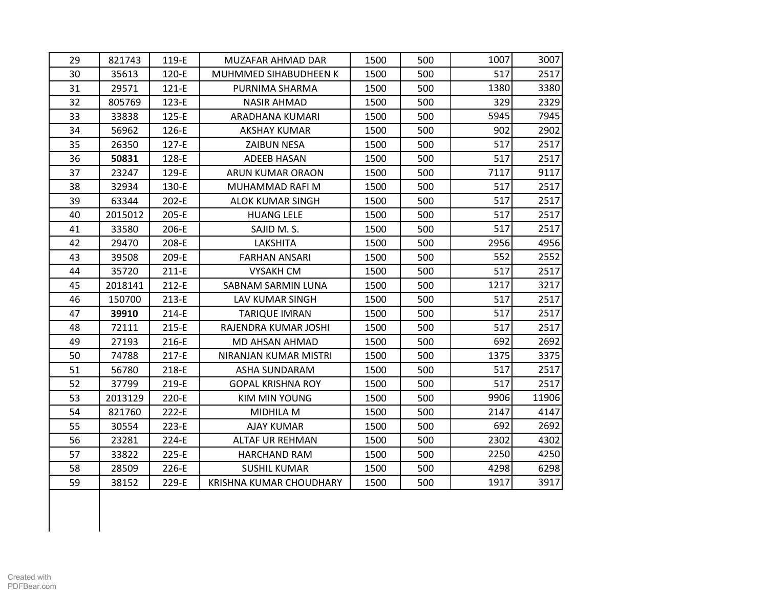| | | | | | | | |
|---|---|---|---|---|---|---|---|
| 29 | 821743 | 119-E | MUZAFAR AHMAD DAR | 1500 | 500 | 1007 | 3007 |
| 30 | 35613 | 120-E | MUHMMED SIHABUDHEEN K | 1500 | 500 | 517 | 2517 |
| 31 | 29571 | 121-E | PURNIMA SHARMA | 1500 | 500 | 1380 | 3380 |
| 32 | 805769 | 123-E | NASIR AHMAD | 1500 | 500 | 329 | 2329 |
| 33 | 33838 | 125-E | ARADHANA KUMARI | 1500 | 500 | 5945 | 7945 |
| 34 | 56962 | 126-E | AKSHAY KUMAR | 1500 | 500 | 902 | 2902 |
| 35 | 26350 | 127-E | ZAIBUN NESA | 1500 | 500 | 517 | 2517 |
| 36 | **50831** | 128-E | ADEEB HASAN | 1500 | 500 | 517 | 2517 |
| 37 | 23247 | 129-E | ARUN KUMAR ORAON | 1500 | 500 | 7117 | 9117 |
| 38 | 32934 | 130-E | MUHAMMAD RAFI M | 1500 | 500 | 517 | 2517 |
| 39 | 63344 | 202-E | ALOK KUMAR SINGH | 1500 | 500 | 517 | 2517 |
| 40 | 2015012 | 205-E | HUANG LELE | 1500 | 500 | 517 | 2517 |
| 41 | 33580 | 206-E | SAJID M. S. | 1500 | 500 | 517 | 2517 |
| 42 | 29470 | 208-E | LAKSHITA | 1500 | 500 | 2956 | 4956 |
| 43 | 39508 | 209-E | FARHAN ANSARI | 1500 | 500 | 552 | 2552 |
| 44 | 35720 | 211-E | VYSAKH CM | 1500 | 500 | 517 | 2517 |
| 45 | 2018141 | 212-E | SABNAM SARMIN LUNA | 1500 | 500 | 1217 | 3217 |
| 46 | 150700 | 213-E | LAV KUMAR SINGH | 1500 | 500 | 517 | 2517 |
| 47 | **39910** | 214-E | TARIQUE IMRAN | 1500 | 500 | 517 | 2517 |
| 48 | 72111 | 215-E | RAJENDRA KUMAR JOSHI | 1500 | 500 | 517 | 2517 |
| 49 | 27193 | 216-E | MD AHSAN AHMAD | 1500 | 500 | 692 | 2692 |
| 50 | 74788 | 217-E | NIRANJAN KUMAR MISTRI | 1500 | 500 | 1375 | 3375 |
| 51 | 56780 | 218-E | ASHA SUNDARAM | 1500 | 500 | 517 | 2517 |
| 52 | 37799 | 219-E | GOPAL KRISHNA ROY | 1500 | 500 | 517 | 2517 |
| 53 | 2013129 | 220-E | KIM MIN YOUNG | 1500 | 500 | 9906 | 11906 |
| 54 | 821760 | 222-E | MIDHILA M | 1500 | 500 | 2147 | 4147 |
| 55 | 30554 | 223-E | AJAY KUMAR | 1500 | 500 | 692 | 2692 |
| 56 | 23281 | 224-E | ALTAF UR REHMAN | 1500 | 500 | 2302 | 4302 |
| 57 | 33822 | 225-E | HARCHAND RAM | 1500 | 500 | 2250 | 4250 |
| 58 | 28509 | 226-E | SUSHIL KUMAR | 1500 | 500 | 4298 | 6298 |
| 59 | 38152 | 229-E | KRISHNA KUMAR CHOUDHARY | 1500 | 500 | 1917 | 3917 |